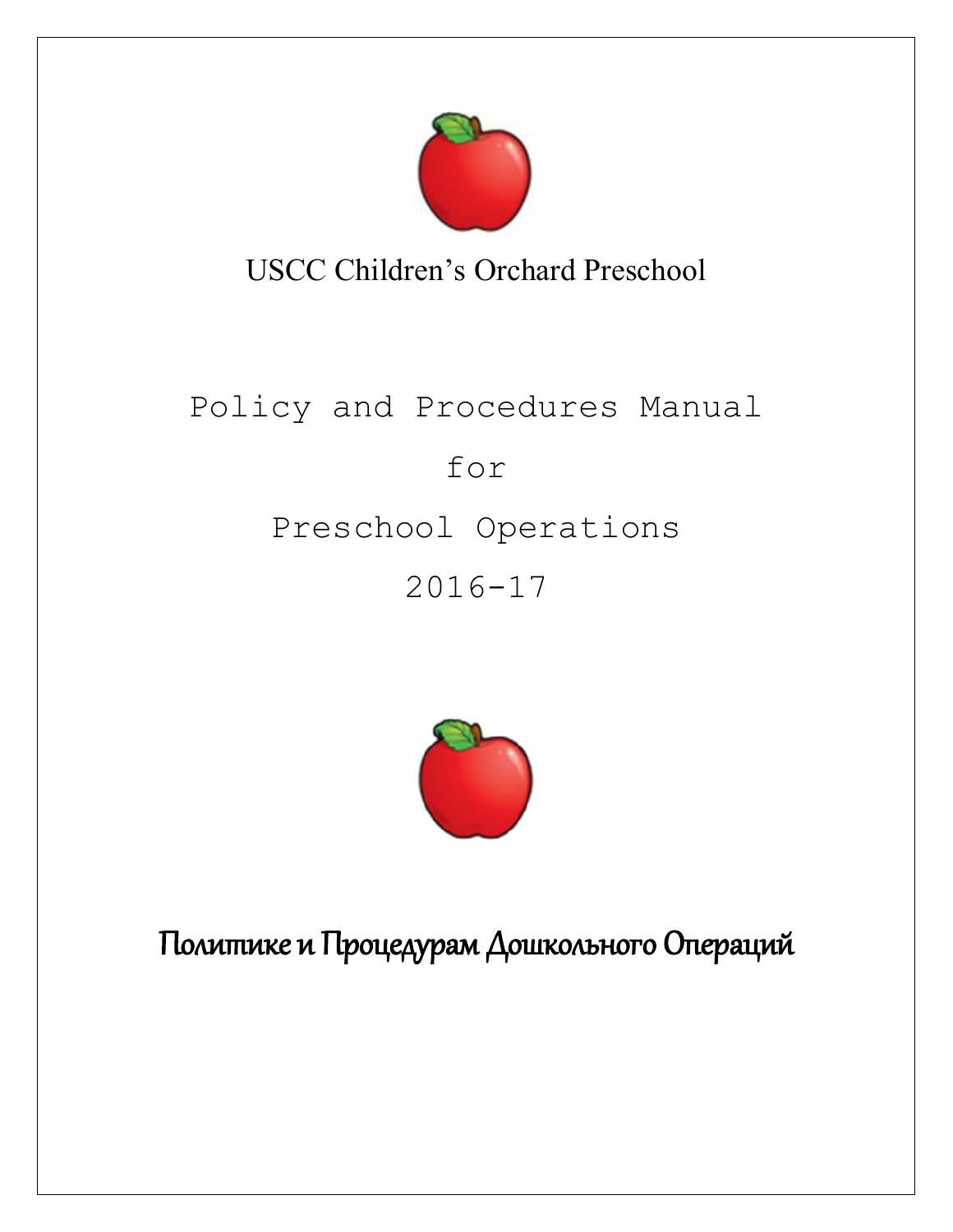# USCC Children's Orchard Preschool

## Policy and Procedures Manual

## for

## Preschool Operations

## 2016-17

## Политике и Процедурам Дошкольного Операций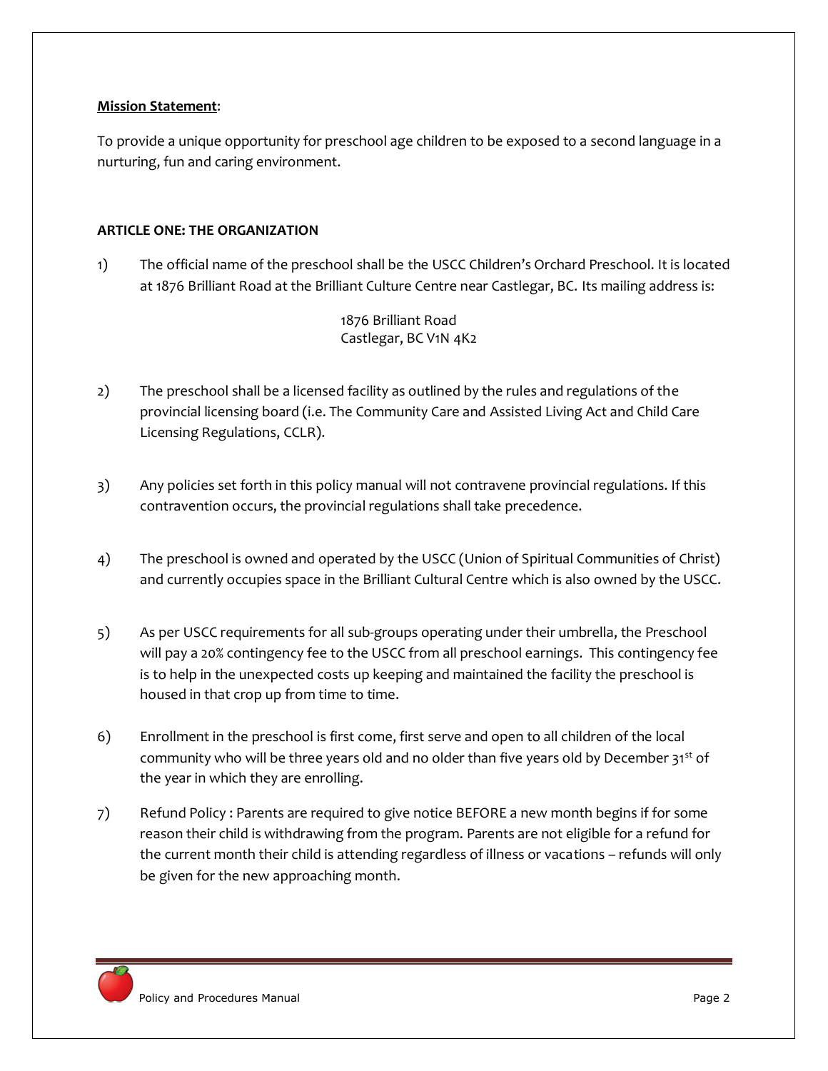**Mission Statement**:

To provide a unique opportunity for preschool age children to be exposed to a second language in a nurturing, fun and caring environment.

**ARTICLE ONE: THE ORGANIZATION**

1) The official name of the preschool shall be the USCC Children's Orchard Preschool. It is located at 1876 Brilliant Road at the Brilliant Culture Centre near Castlegar, BC. Its mailing address is:

   1876 Brilliant Road  
   Castlegar, BC V1N 4K2

2) The preschool shall be a licensed facility as outlined by the rules and regulations of the provincial licensing board (i.e. The Community Care and Assisted Living Act and Child Care Licensing Regulations, CCLR).

3) Any policies set forth in this policy manual will not contravene provincial regulations. If this contravention occurs, the provincial regulations shall take precedence.

4) The preschool is owned and operated by the USCC (Union of Spiritual Communities of Christ) and currently occupies space in the Brilliant Cultural Centre which is also owned by the USCC.

5) As per USCC requirements for all sub-groups operating under their umbrella, the Preschool will pay a 20% contingency fee to the USCC from all preschool earnings. This contingency fee is to help in the unexpected costs up keeping and maintained the facility the preschool is housed in that crop up from time to time.

6) Enrollment in the preschool is first come, first serve and open to all children of the local community who will be three years old and no older than five years old by December 31st of the year in which they are enrolling.

7) Refund Policy : Parents are required to give notice BEFORE a new month begins if for some reason their child is withdrawing from the program. Parents are not eligible for a refund for the current month their child is attending regardless of illness or vacations – refunds will only be given for the new approaching month.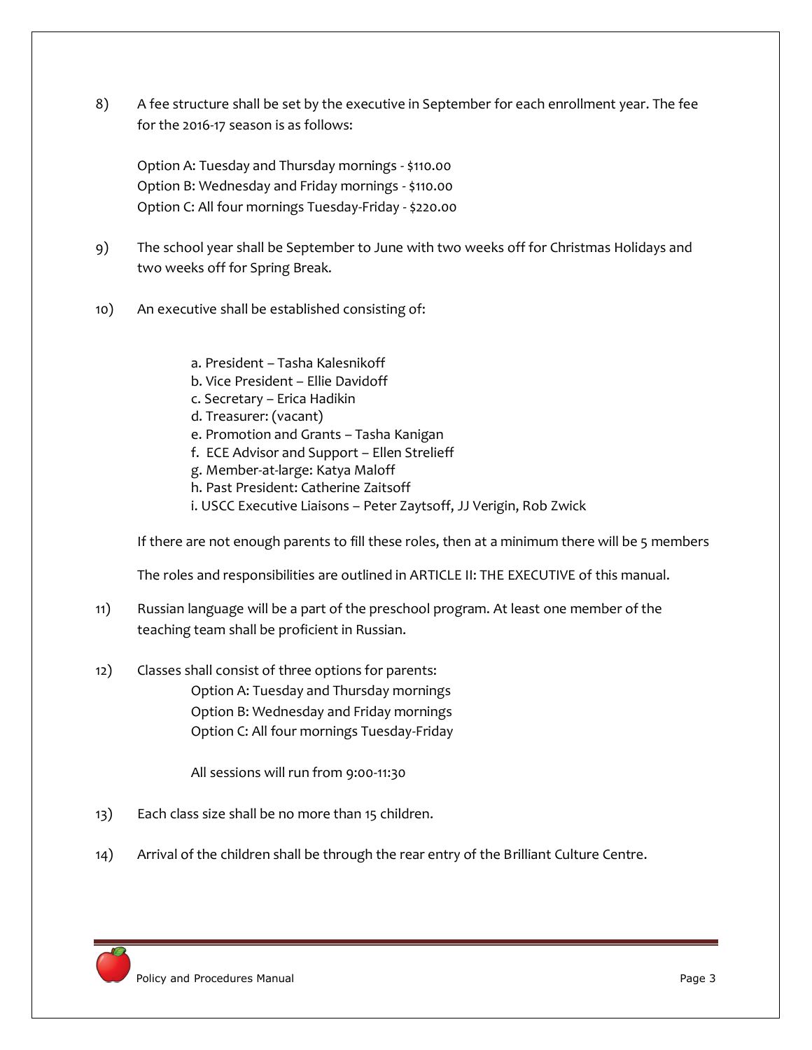8) A fee structure shall be set by the executive in September for each enrollment year. The fee for the 2016-17 season is as follows:

   Option A: Tuesday and Thursday mornings - $110.00
   Option B: Wednesday and Friday mornings - $110.00
   Option C: All four mornings Tuesday-Friday - $220.00

9) The school year shall be September to June with two weeks off for Christmas Holidays and two weeks off for Spring Break.

10) An executive shall be established consisting of:

    a. President – Tasha Kalesnikoff
    b. Vice President – Ellie Davidoff
    c. Secretary – Erica Hadikin
    d. Treasurer: (vacant)
    e. Promotion and Grants – Tasha Kanigan
    f. ECE Advisor and Support – Ellen Strelieff
    g. Member-at-large: Katya Maloff
    h. Past President: Catherine Zaitsoff
    i. USCC Executive Liaisons – Peter Zaytsoff, JJ Verigin, Rob Zwick

    If there are not enough parents to fill these roles, then at a minimum there will be 5 members

    The roles and responsibilities are outlined in ARTICLE II: THE EXECUTIVE of this manual.

11) Russian language will be a part of the preschool program. At least one member of the teaching team shall be proficient in Russian.

12) Classes shall consist of three options for parents:
    Option A: Tuesday and Thursday mornings
    Option B: Wednesday and Friday mornings
    Option C: All four mornings Tuesday-Friday

    All sessions will run from 9:00-11:30

13) Each class size shall be no more than 15 children.

14) Arrival of the children shall be through the rear entry of the Brilliant Culture Centre.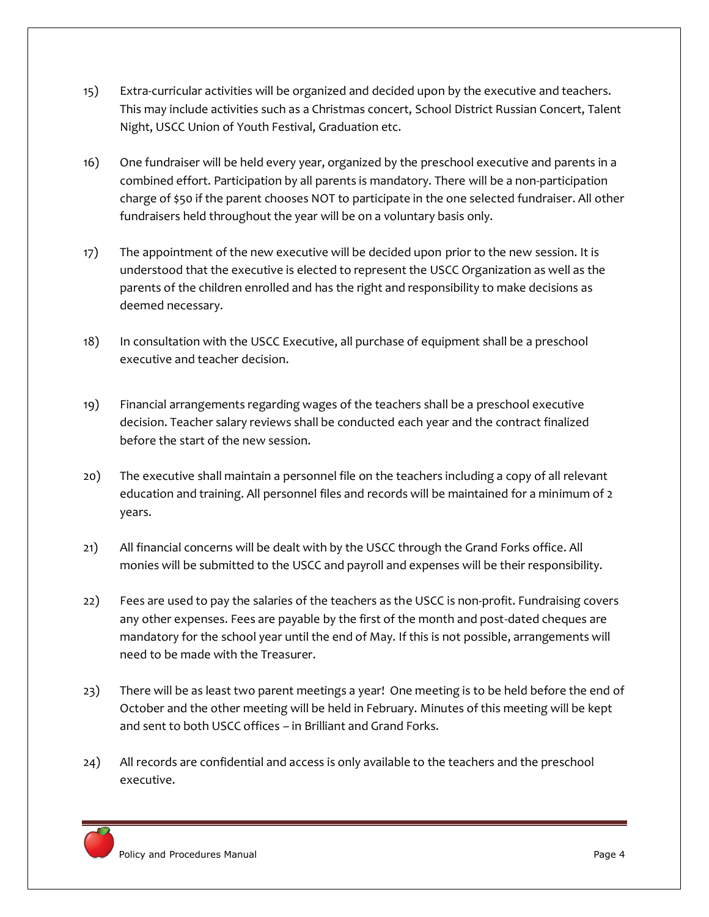15) Extra-curricular activities will be organized and decided upon by the executive and teachers. This may include activities such as a Christmas concert, School District Russian Concert, Talent Night, USCC Union of Youth Festival, Graduation etc.

16) One fundraiser will be held every year, organized by the preschool executive and parents in a combined effort. Participation by all parents is mandatory. There will be a non-participation charge of $50 if the parent chooses NOT to participate in the one selected fundraiser. All other fundraisers held throughout the year will be on a voluntary basis only.

17) The appointment of the new executive will be decided upon prior to the new session. It is understood that the executive is elected to represent the USCC Organization as well as the parents of the children enrolled and has the right and responsibility to make decisions as deemed necessary.

18) In consultation with the USCC Executive, all purchase of equipment shall be a preschool executive and teacher decision.

19) Financial arrangements regarding wages of the teachers shall be a preschool executive decision. Teacher salary reviews shall be conducted each year and the contract finalized before the start of the new session.

20) The executive shall maintain a personnel file on the teachers including a copy of all relevant education and training. All personnel files and records will be maintained for a minimum of 2 years.

21) All financial concerns will be dealt with by the USCC through the Grand Forks office. All monies will be submitted to the USCC and payroll and expenses will be their responsibility.

22) Fees are used to pay the salaries of the teachers as the USCC is non-profit. Fundraising covers any other expenses. Fees are payable by the first of the month and post-dated cheques are mandatory for the school year until the end of May. If this is not possible, arrangements will need to be made with the Treasurer.

23) There will be as least two parent meetings a year! One meeting is to be held before the end of October and the other meeting will be held in February. Minutes of this meeting will be kept and sent to both USCC offices – in Brilliant and Grand Forks.

24) All records are confidential and access is only available to the teachers and the preschool executive.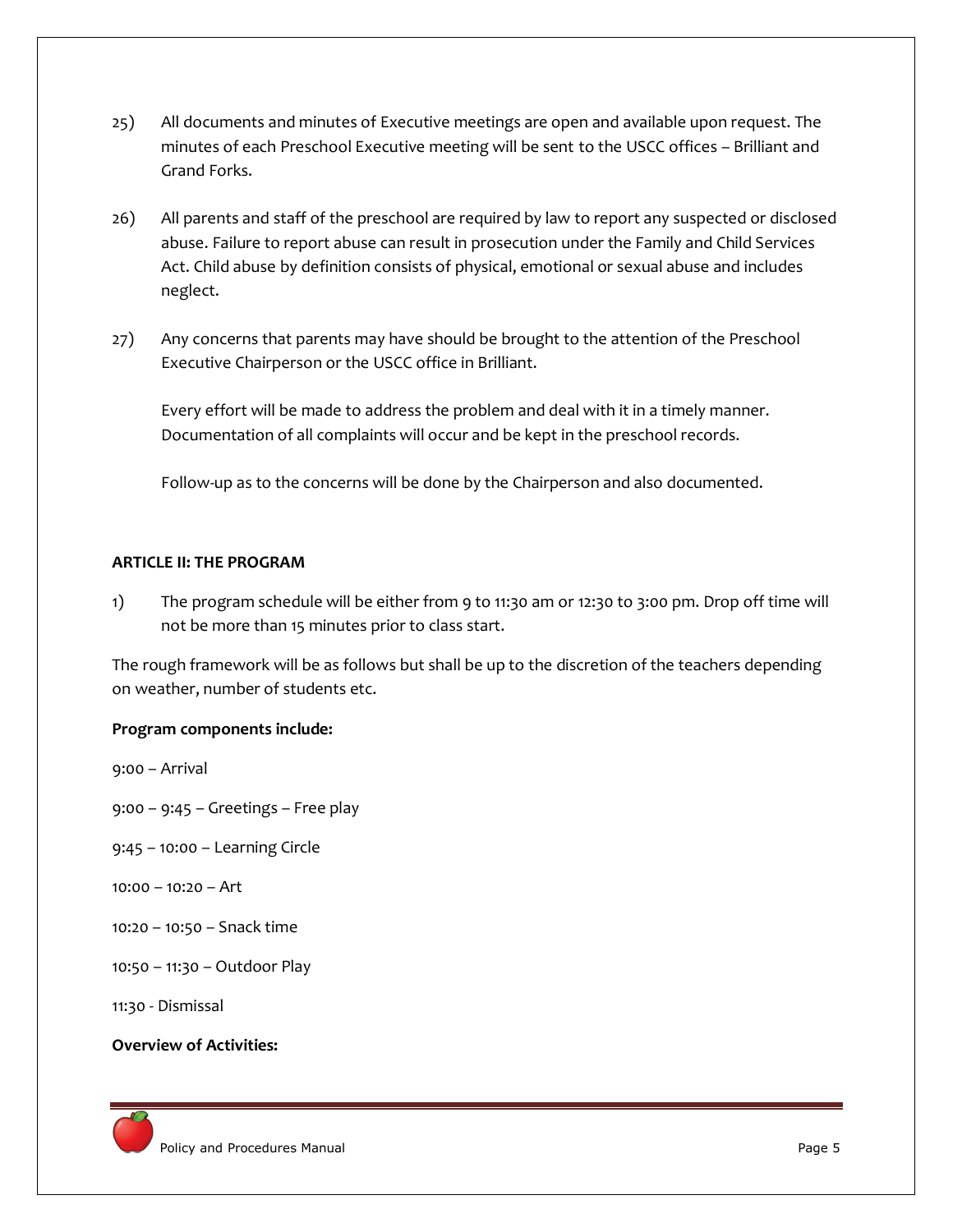25) All documents and minutes of Executive meetings are open and available upon request. The minutes of each Preschool Executive meeting will be sent to the USCC offices – Brilliant and Grand Forks.

26) All parents and staff of the preschool are required by law to report any suspected or disclosed abuse. Failure to report abuse can result in prosecution under the Family and Child Services Act. Child abuse by definition consists of physical, emotional or sexual abuse and includes neglect.

27) Any concerns that parents may have should be brought to the attention of the Preschool Executive Chairperson or the USCC office in Brilliant.

    Every effort will be made to address the problem and deal with it in a timely manner. Documentation of all complaints will occur and be kept in the preschool records.

    Follow-up as to the concerns will be done by the Chairperson and also documented.

**ARTICLE II: THE PROGRAM**

1) The program schedule will be either from 9 to 11:30 am or 12:30 to 3:00 pm. Drop off time will not be more than 15 minutes prior to class start.

The rough framework will be as follows but shall be up to the discretion of the teachers depending on weather, number of students etc.

**Program components include:**

9:00 – Arrival

9:00 – 9:45 – Greetings – Free play

9:45 – 10:00 – Learning Circle

10:00 – 10:20 – Art

10:20 – 10:50 – Snack time

10:50 – 11:30 – Outdoor Play

11:30 - Dismissal

**Overview of Activities:**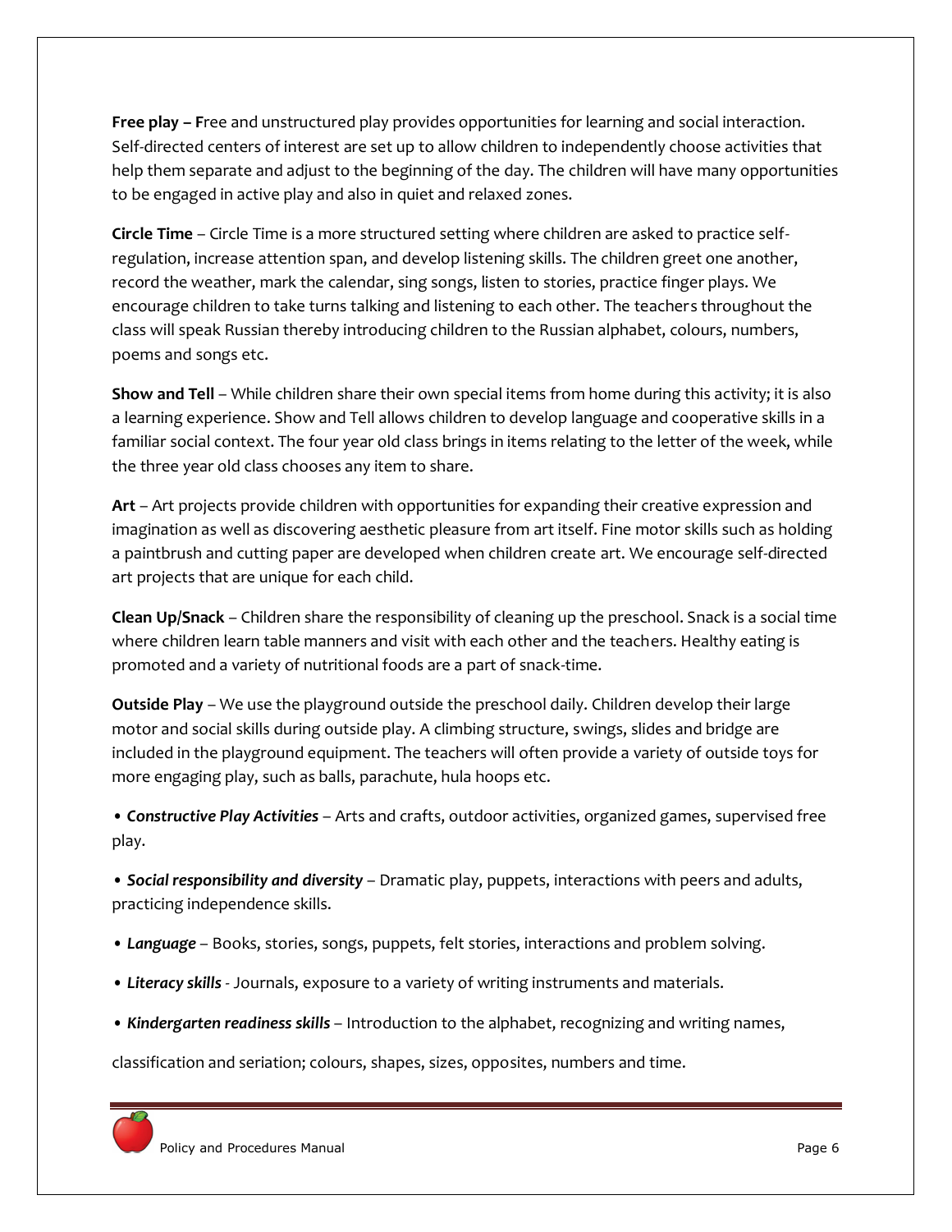**Free play – F**ree and unstructured play provides opportunities for learning and social interaction. Self-directed centers of interest are set up to allow children to independently choose activities that help them separate and adjust to the beginning of the day. The children will have many opportunities to be engaged in active play and also in quiet and relaxed zones.

**Circle Time** – Circle Time is a more structured setting where children are asked to practice self-regulation, increase attention span, and develop listening skills. The children greet one another, record the weather, mark the calendar, sing songs, listen to stories, practice finger plays. We encourage children to take turns talking and listening to each other. The teachers throughout the class will speak Russian thereby introducing children to the Russian alphabet, colours, numbers, poems and songs etc.

**Show and Tell** – While children share their own special items from home during this activity; it is also a learning experience. Show and Tell allows children to develop language and cooperative skills in a familiar social context. The four year old class brings in items relating to the letter of the week, while the three year old class chooses any item to share.

**Art** – Art projects provide children with opportunities for expanding their creative expression and imagination as well as discovering aesthetic pleasure from art itself. Fine motor skills such as holding a paintbrush and cutting paper are developed when children create art. We encourage self-directed art projects that are unique for each child.

**Clean Up/Snack** – Children share the responsibility of cleaning up the preschool. Snack is a social time where children learn table manners and visit with each other and the teachers. Healthy eating is promoted and a variety of nutritional foods are a part of snack-time.

**Outside Play** – We use the playground outside the preschool daily. Children develop their large motor and social skills during outside play. A climbing structure, swings, slides and bridge are included in the playground equipment. The teachers will often provide a variety of outside toys for more engaging play, such as balls, parachute, hula hoops etc.

- ***Constructive Play Activities*** – Arts and crafts, outdoor activities, organized games, supervised free play.
- ***Social responsibility and diversity*** – Dramatic play, puppets, interactions with peers and adults, practicing independence skills.
- ***Language*** – Books, stories, songs, puppets, felt stories, interactions and problem solving.
- ***Literacy skills*** - Journals, exposure to a variety of writing instruments and materials.
- ***Kindergarten readiness skills*** – Introduction to the alphabet, recognizing and writing names, classification and seriation; colours, shapes, sizes, opposites, numbers and time.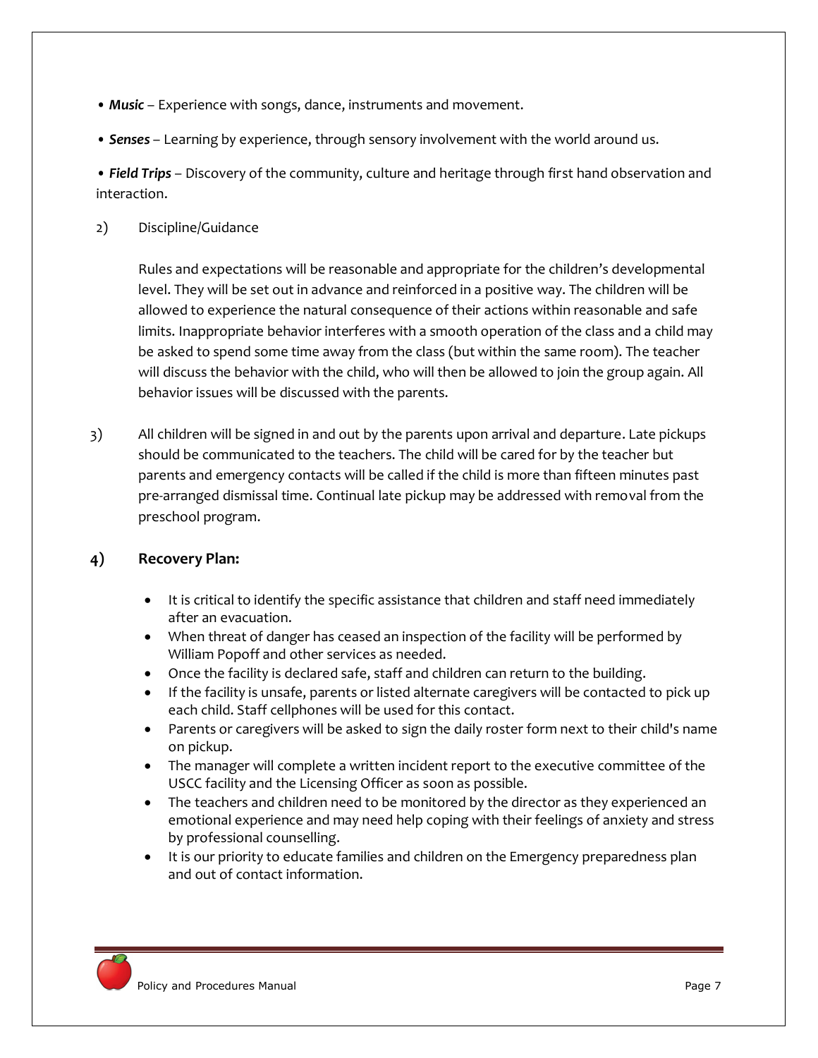- ***Music*** – Experience with songs, dance, instruments and movement.
- ***Senses*** – Learning by experience, through sensory involvement with the world around us.
- ***Field Trips*** – Discovery of the community, culture and heritage through first hand observation and interaction.

2) Discipline/Guidance

Rules and expectations will be reasonable and appropriate for the children's developmental level. They will be set out in advance and reinforced in a positive way. The children will be allowed to experience the natural consequence of their actions within reasonable and safe limits. Inappropriate behavior interferes with a smooth operation of the class and a child may be asked to spend some time away from the class (but within the same room). The teacher will discuss the behavior with the child, who will then be allowed to join the group again. All behavior issues will be discussed with the parents.

3) All children will be signed in and out by the parents upon arrival and departure. Late pickups should be communicated to the teachers. The child will be cared for by the teacher but parents and emergency contacts will be called if the child is more than fifteen minutes past pre-arranged dismissal time. Continual late pickup may be addressed with removal from the preschool program.

## 4) Recovery Plan:

- It is critical to identify the specific assistance that children and staff need immediately after an evacuation.
- When threat of danger has ceased an inspection of the facility will be performed by William Popoff and other services as needed.
- Once the facility is declared safe, staff and children can return to the building.
- If the facility is unsafe, parents or listed alternate caregivers will be contacted to pick up each child. Staff cellphones will be used for this contact.
- Parents or caregivers will be asked to sign the daily roster form next to their child's name on pickup.
- The manager will complete a written incident report to the executive committee of the USCC facility and the Licensing Officer as soon as possible.
- The teachers and children need to be monitored by the director as they experienced an emotional experience and may need help coping with their feelings of anxiety and stress by professional counselling.
- It is our priority to educate families and children on the Emergency preparedness plan and out of contact information.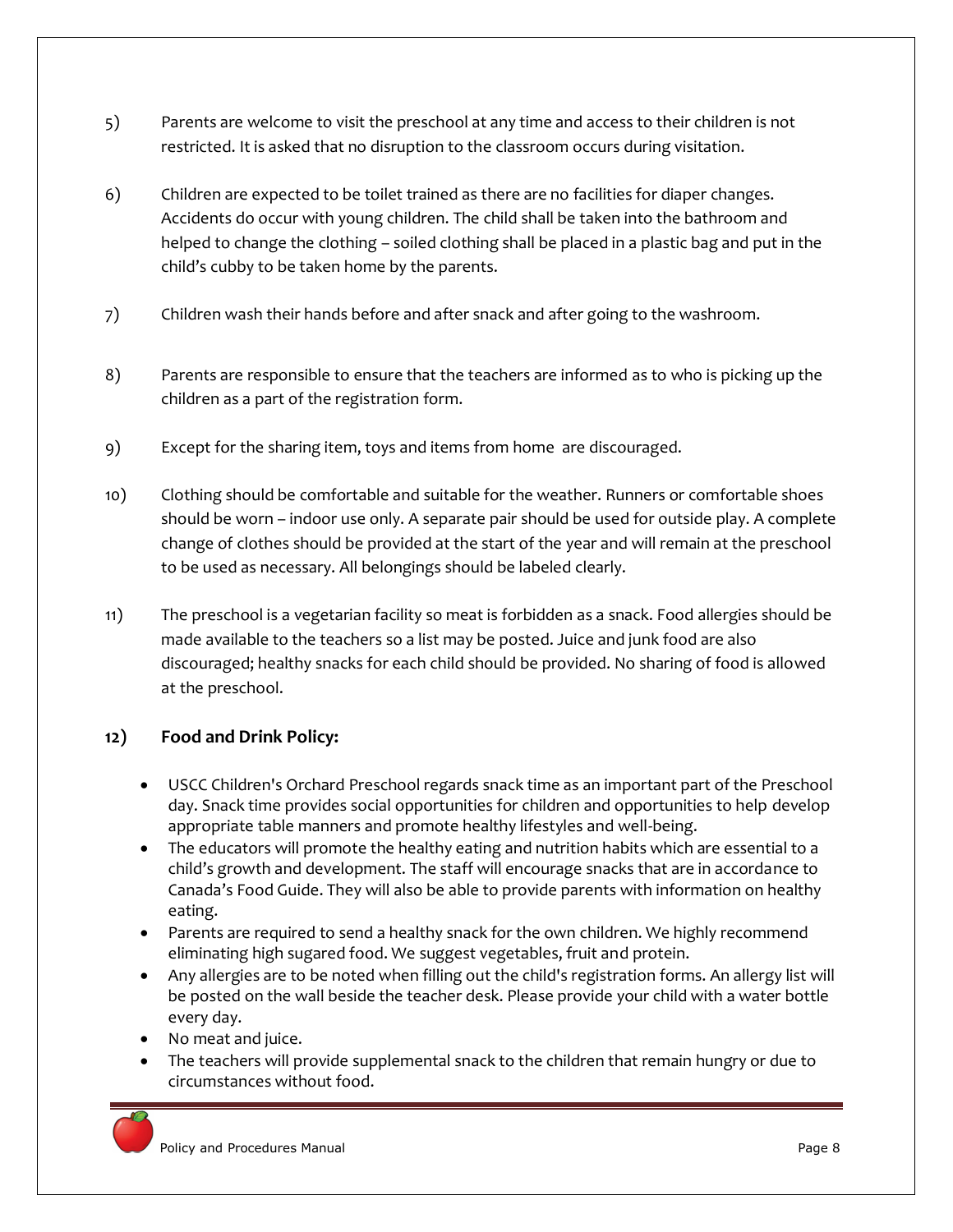5) Parents are welcome to visit the preschool at any time and access to their children is not restricted. It is asked that no disruption to the classroom occurs during visitation.

6) Children are expected to be toilet trained as there are no facilities for diaper changes. Accidents do occur with young children. The child shall be taken into the bathroom and helped to change the clothing – soiled clothing shall be placed in a plastic bag and put in the child's cubby to be taken home by the parents.

7) Children wash their hands before and after snack and after going to the washroom.

8) Parents are responsible to ensure that the teachers are informed as to who is picking up the children as a part of the registration form.

9) Except for the sharing item, toys and items from home are discouraged.

10) Clothing should be comfortable and suitable for the weather. Runners or comfortable shoes should be worn – indoor use only. A separate pair should be used for outside play. A complete change of clothes should be provided at the start of the year and will remain at the preschool to be used as necessary. All belongings should be labeled clearly.

11) The preschool is a vegetarian facility so meat is forbidden as a snack. Food allergies should be made available to the teachers so a list may be posted. Juice and junk food are also discouraged; healthy snacks for each child should be provided. No sharing of food is allowed at the preschool.

**12) Food and Drink Policy:**

- USCC Children's Orchard Preschool regards snack time as an important part of the Preschool day. Snack time provides social opportunities for children and opportunities to help develop appropriate table manners and promote healthy lifestyles and well-being.
- The educators will promote the healthy eating and nutrition habits which are essential to a child's growth and development. The staff will encourage snacks that are in accordance to Canada's Food Guide. They will also be able to provide parents with information on healthy eating.
- Parents are required to send a healthy snack for the own children. We highly recommend eliminating high sugared food. We suggest vegetables, fruit and protein.
- Any allergies are to be noted when filling out the child's registration forms. An allergy list will be posted on the wall beside the teacher desk. Please provide your child with a water bottle every day.
- No meat and juice.
- The teachers will provide supplemental snack to the children that remain hungry or due to circumstances without food.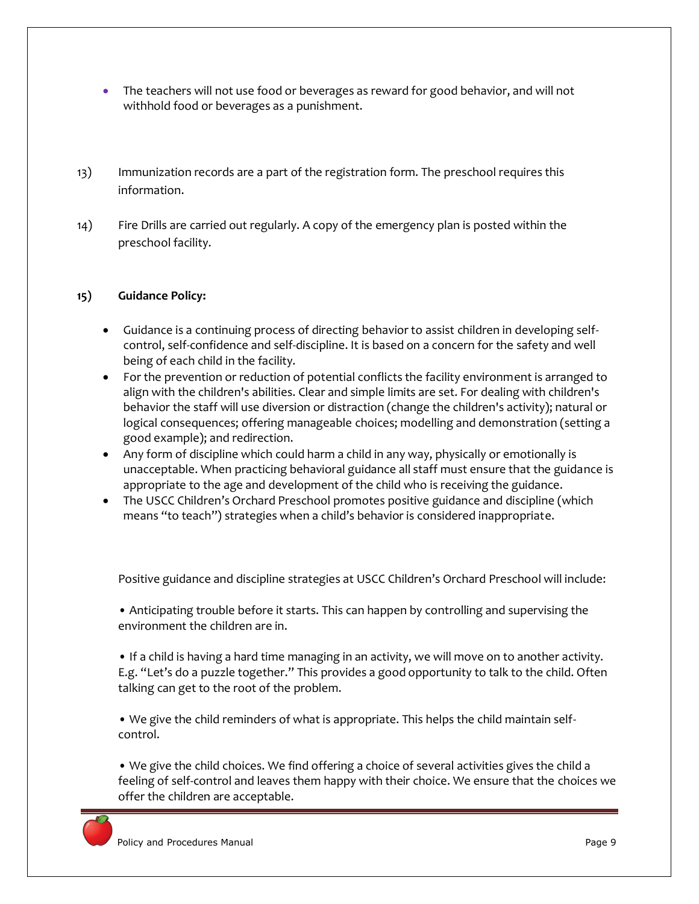- The teachers will not use food or beverages as reward for good behavior, and will not withhold food or beverages as a punishment.

13) Immunization records are a part of the registration form. The preschool requires this information.

14) Fire Drills are carried out regularly. A copy of the emergency plan is posted within the preschool facility.

**15) Guidance Policy:**

- Guidance is a continuing process of directing behavior to assist children in developing self-control, self-confidence and self-discipline. It is based on a concern for the safety and well being of each child in the facility.
- For the prevention or reduction of potential conflicts the facility environment is arranged to align with the children's abilities. Clear and simple limits are set. For dealing with children's behavior the staff will use diversion or distraction (change the children's activity); natural or logical consequences; offering manageable choices; modelling and demonstration (setting a good example); and redirection.
- Any form of discipline which could harm a child in any way, physically or emotionally is unacceptable. When practicing behavioral guidance all staff must ensure that the guidance is appropriate to the age and development of the child who is receiving the guidance.
- The USCC Children's Orchard Preschool promotes positive guidance and discipline (which means "to teach") strategies when a child's behavior is considered inappropriate.

Positive guidance and discipline strategies at USCC Children's Orchard Preschool will include:

• Anticipating trouble before it starts. This can happen by controlling and supervising the environment the children are in.

• If a child is having a hard time managing in an activity, we will move on to another activity. E.g. "Let's do a puzzle together." This provides a good opportunity to talk to the child. Often talking can get to the root of the problem.

• We give the child reminders of what is appropriate. This helps the child maintain self-control.

• We give the child choices. We find offering a choice of several activities gives the child a feeling of self-control and leaves them happy with their choice. We ensure that the choices we offer the children are acceptable.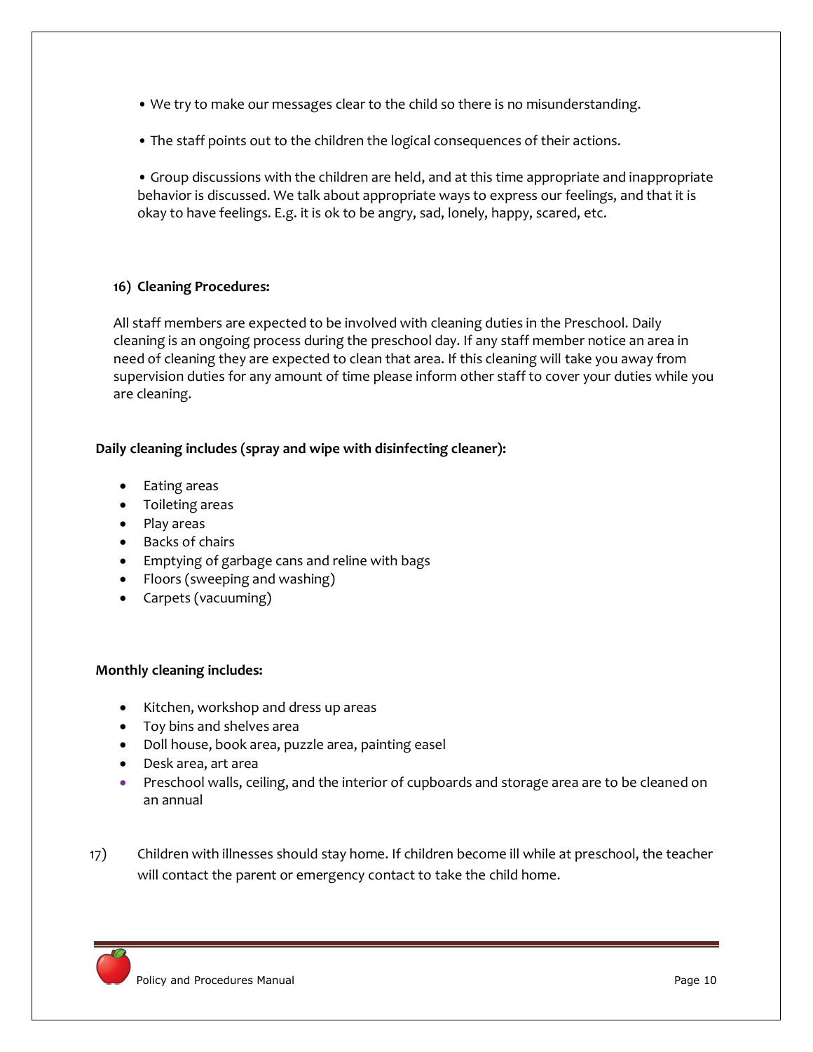- We try to make our messages clear to the child so there is no misunderstanding.
- The staff points out to the children the logical consequences of their actions.
- Group discussions with the children are held, and at this time appropriate and inappropriate behavior is discussed. We talk about appropriate ways to express our feelings, and that it is okay to have feelings. E.g. it is ok to be angry, sad, lonely, happy, scared, etc.

**16) Cleaning Procedures:**

All staff members are expected to be involved with cleaning duties in the Preschool. Daily cleaning is an ongoing process during the preschool day. If any staff member notice an area in need of cleaning they are expected to clean that area. If this cleaning will take you away from supervision duties for any amount of time please inform other staff to cover your duties while you are cleaning.

**Daily cleaning includes (spray and wipe with disinfecting cleaner):**

- Eating areas
- Toileting areas
- Play areas
- Backs of chairs
- Emptying of garbage cans and reline with bags
- Floors (sweeping and washing)
- Carpets (vacuuming)

**Monthly cleaning includes:**

- Kitchen, workshop and dress up areas
- Toy bins and shelves area
- Doll house, book area, puzzle area, painting easel
- Desk area, art area
- Preschool walls, ceiling, and the interior of cupboards and storage area are to be cleaned on an annual

17) Children with illnesses should stay home. If children become ill while at preschool, the teacher will contact the parent or emergency contact to take the child home.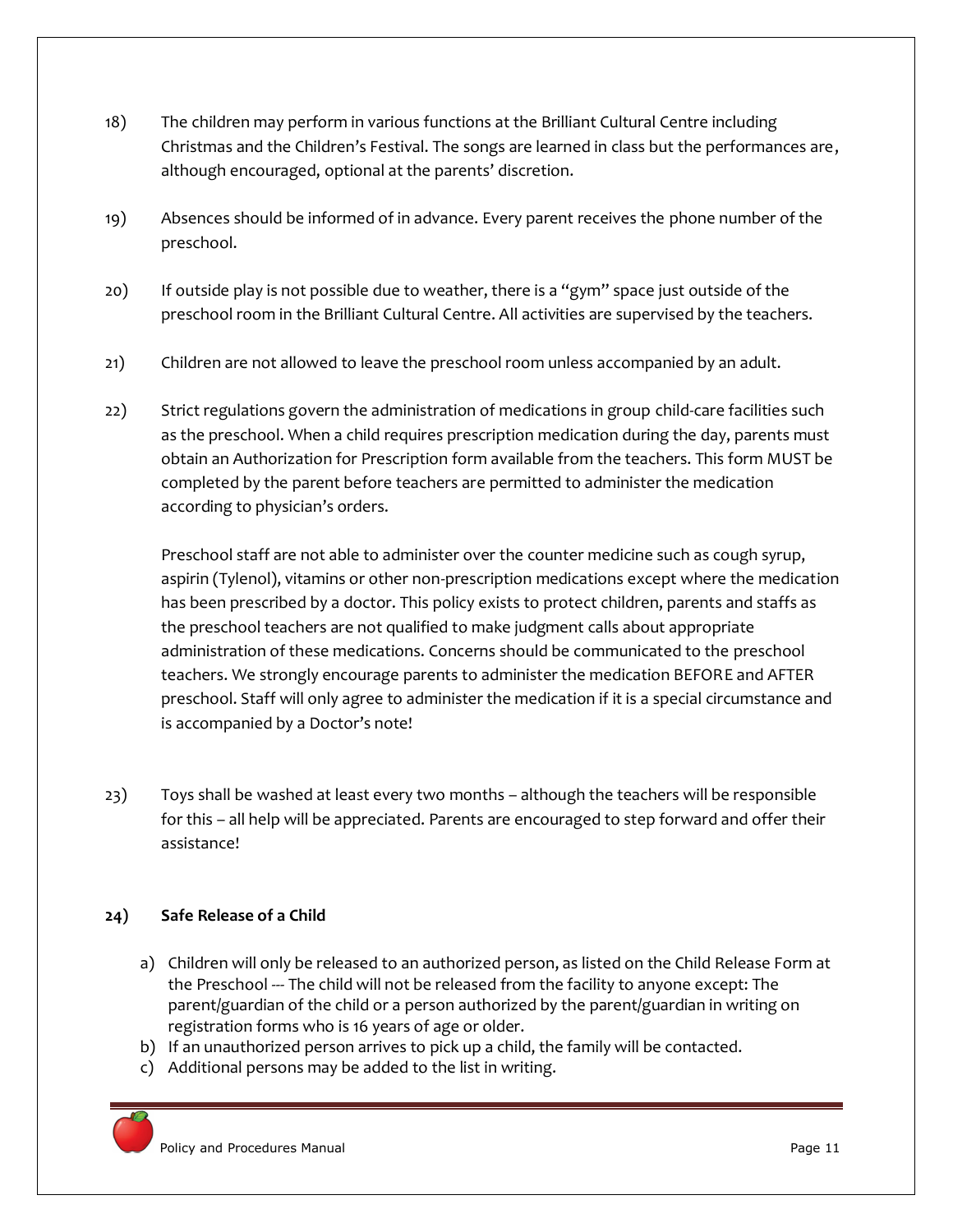18) The children may perform in various functions at the Brilliant Cultural Centre including Christmas and the Children's Festival. The songs are learned in class but the performances are, although encouraged, optional at the parents' discretion.

19) Absences should be informed of in advance. Every parent receives the phone number of the preschool.

20) If outside play is not possible due to weather, there is a "gym" space just outside of the preschool room in the Brilliant Cultural Centre. All activities are supervised by the teachers.

21) Children are not allowed to leave the preschool room unless accompanied by an adult.

22) Strict regulations govern the administration of medications in group child-care facilities such as the preschool. When a child requires prescription medication during the day, parents must obtain an Authorization for Prescription form available from the teachers. This form MUST be completed by the parent before teachers are permitted to administer the medication according to physician's orders.

Preschool staff are not able to administer over the counter medicine such as cough syrup, aspirin (Tylenol), vitamins or other non-prescription medications except where the medication has been prescribed by a doctor. This policy exists to protect children, parents and staffs as the preschool teachers are not qualified to make judgment calls about appropriate administration of these medications. Concerns should be communicated to the preschool teachers. We strongly encourage parents to administer the medication BEFORE and AFTER preschool. Staff will only agree to administer the medication if it is a special circumstance and is accompanied by a Doctor's note!

23) Toys shall be washed at least every two months – although the teachers will be responsible for this – all help will be appreciated. Parents are encouraged to step forward and offer their assistance!

**24) Safe Release of a Child**

a) Children will only be released to an authorized person, as listed on the Child Release Form at the Preschool --- The child will not be released from the facility to anyone except: The parent/guardian of the child or a person authorized by the parent/guardian in writing on registration forms who is 16 years of age or older.
b) If an unauthorized person arrives to pick up a child, the family will be contacted.
c) Additional persons may be added to the list in writing.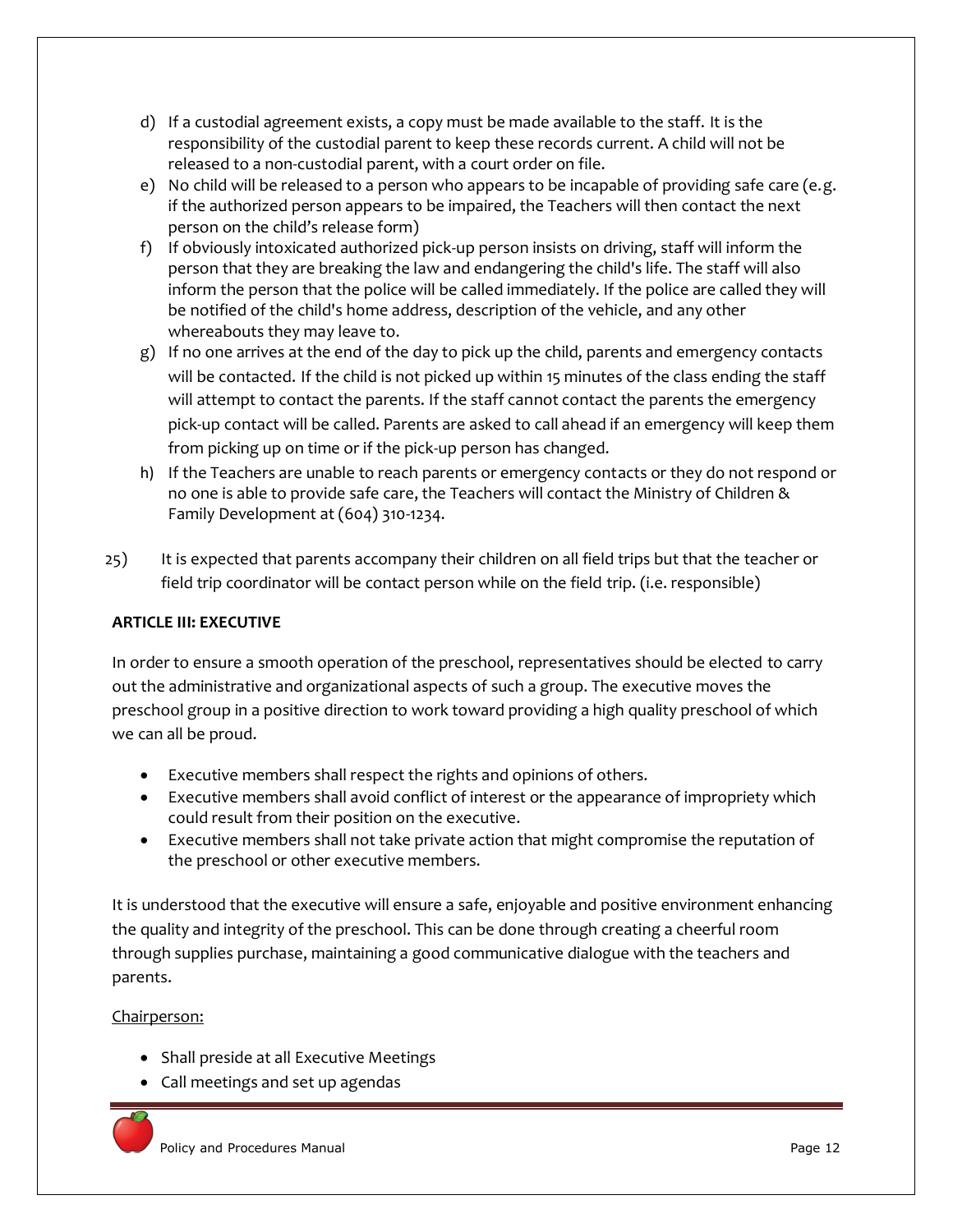d) If a custodial agreement exists, a copy must be made available to the staff. It is the responsibility of the custodial parent to keep these records current. A child will not be released to a non-custodial parent, with a court order on file.
e) No child will be released to a person who appears to be incapable of providing safe care (e.g. if the authorized person appears to be impaired, the Teachers will then contact the next person on the child's release form)
f) If obviously intoxicated authorized pick-up person insists on driving, staff will inform the person that they are breaking the law and endangering the child's life. The staff will also inform the person that the police will be called immediately. If the police are called they will be notified of the child's home address, description of the vehicle, and any other whereabouts they may leave to.
g) If no one arrives at the end of the day to pick up the child, parents and emergency contacts will be contacted. If the child is not picked up within 15 minutes of the class ending the staff will attempt to contact the parents. If the staff cannot contact the parents the emergency pick-up contact will be called. Parents are asked to call ahead if an emergency will keep them from picking up on time or if the pick-up person has changed.
h) If the Teachers are unable to reach parents or emergency contacts or they do not respond or no one is able to provide safe care, the Teachers will contact the Ministry of Children & Family Development at (604) 310-1234.

25) It is expected that parents accompany their children on all field trips but that the teacher or field trip coordinator will be contact person while on the field trip. (i.e. responsible)

**ARTICLE III: EXECUTIVE**

In order to ensure a smooth operation of the preschool, representatives should be elected to carry out the administrative and organizational aspects of such a group. The executive moves the preschool group in a positive direction to work toward providing a high quality preschool of which we can all be proud.

- Executive members shall respect the rights and opinions of others.
- Executive members shall avoid conflict of interest or the appearance of impropriety which could result from their position on the executive.
- Executive members shall not take private action that might compromise the reputation of the preschool or other executive members.

It is understood that the executive will ensure a safe, enjoyable and positive environment enhancing the quality and integrity of the preschool. This can be done through creating a cheerful room through supplies purchase, maintaining a good communicative dialogue with the teachers and parents.

<u>Chairperson:</u>

- Shall preside at all Executive Meetings
- Call meetings and set up agendas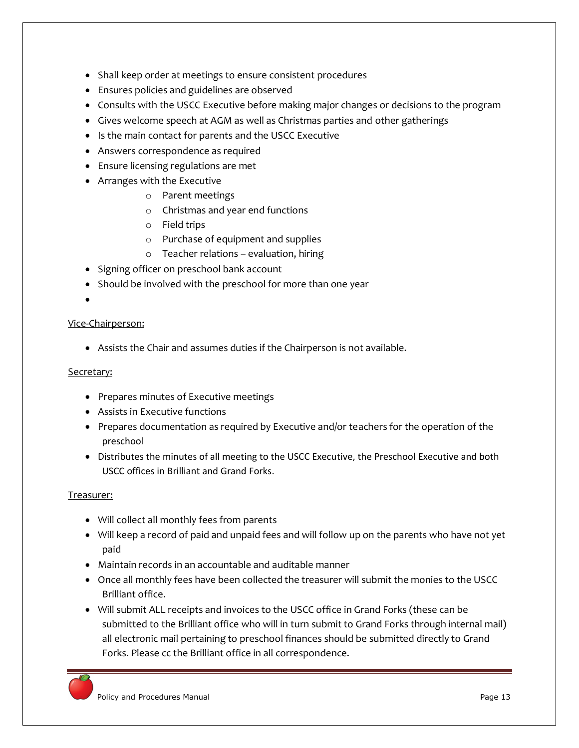- Shall keep order at meetings to ensure consistent procedures
- Ensures policies and guidelines are observed
- Consults with the USCC Executive before making major changes or decisions to the program
- Gives welcome speech at AGM as well as Christmas parties and other gatherings
- Is the main contact for parents and the USCC Executive
- Answers correspondence as required
- Ensure licensing regulations are met
- Arranges with the Executive
    - Parent meetings
    - Christmas and year end functions
    - Field trips
    - Purchase of equipment and supplies
    - Teacher relations – evaluation, hiring
- Signing officer on preschool bank account
- Should be involved with the preschool for more than one year
-

<u>Vice-Chairperson:</u>

- Assists the Chair and assumes duties if the Chairperson is not available.

<u>Secretary:</u>

- Prepares minutes of Executive meetings
- Assists in Executive functions
- Prepares documentation as required by Executive and/or teachers for the operation of the preschool
- Distributes the minutes of all meeting to the USCC Executive, the Preschool Executive and both USCC offices in Brilliant and Grand Forks.

<u>Treasurer:</u>

- Will collect all monthly fees from parents
- Will keep a record of paid and unpaid fees and will follow up on the parents who have not yet paid
- Maintain records in an accountable and auditable manner
- Once all monthly fees have been collected the treasurer will submit the monies to the USCC Brilliant office.
- Will submit ALL receipts and invoices to the USCC office in Grand Forks (these can be submitted to the Brilliant office who will in turn submit to Grand Forks through internal mail) all electronic mail pertaining to preschool finances should be submitted directly to Grand Forks. Please cc the Brilliant office in all correspondence.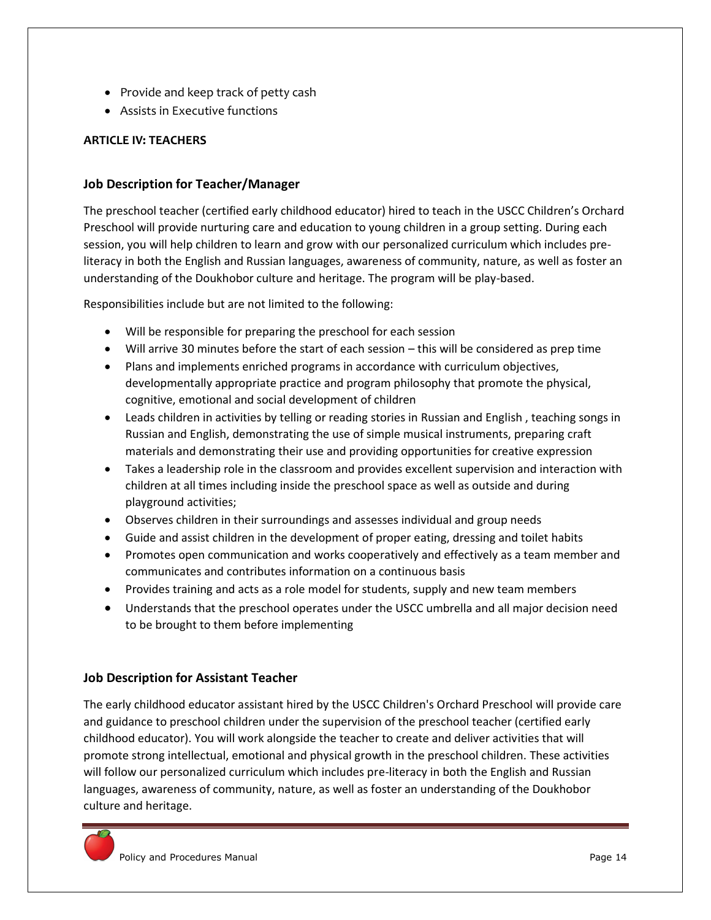- Provide and keep track of petty cash
- Assists in Executive functions

**ARTICLE IV: TEACHERS**

### Job Description for Teacher/Manager

The preschool teacher (certified early childhood educator) hired to teach in the USCC Children's Orchard Preschool will provide nurturing care and education to young children in a group setting. During each session, you will help children to learn and grow with our personalized curriculum which includes pre-literacy in both the English and Russian languages, awareness of community, nature, as well as foster an understanding of the Doukhobor culture and heritage. The program will be play-based.

Responsibilities include but are not limited to the following:

- Will be responsible for preparing the preschool for each session
- Will arrive 30 minutes before the start of each session – this will be considered as prep time
- Plans and implements enriched programs in accordance with curriculum objectives, developmentally appropriate practice and program philosophy that promote the physical, cognitive, emotional and social development of children
- Leads children in activities by telling or reading stories in Russian and English , teaching songs in Russian and English, demonstrating the use of simple musical instruments, preparing craft materials and demonstrating their use and providing opportunities for creative expression
- Takes a leadership role in the classroom and provides excellent supervision and interaction with children at all times including inside the preschool space as well as outside and during playground activities;
- Observes children in their surroundings and assesses individual and group needs
- Guide and assist children in the development of proper eating, dressing and toilet habits
- Promotes open communication and works cooperatively and effectively as a team member and communicates and contributes information on a continuous basis
- Provides training and acts as a role model for students, supply and new team members
- Understands that the preschool operates under the USCC umbrella and all major decision need to be brought to them before implementing

### Job Description for Assistant Teacher

The early childhood educator assistant hired by the USCC Children's Orchard Preschool will provide care and guidance to preschool children under the supervision of the preschool teacher (certified early childhood educator). You will work alongside the teacher to create and deliver activities that will promote strong intellectual, emotional and physical growth in the preschool children. These activities will follow our personalized curriculum which includes pre-literacy in both the English and Russian languages, awareness of community, nature, as well as foster an understanding of the Doukhobor culture and heritage.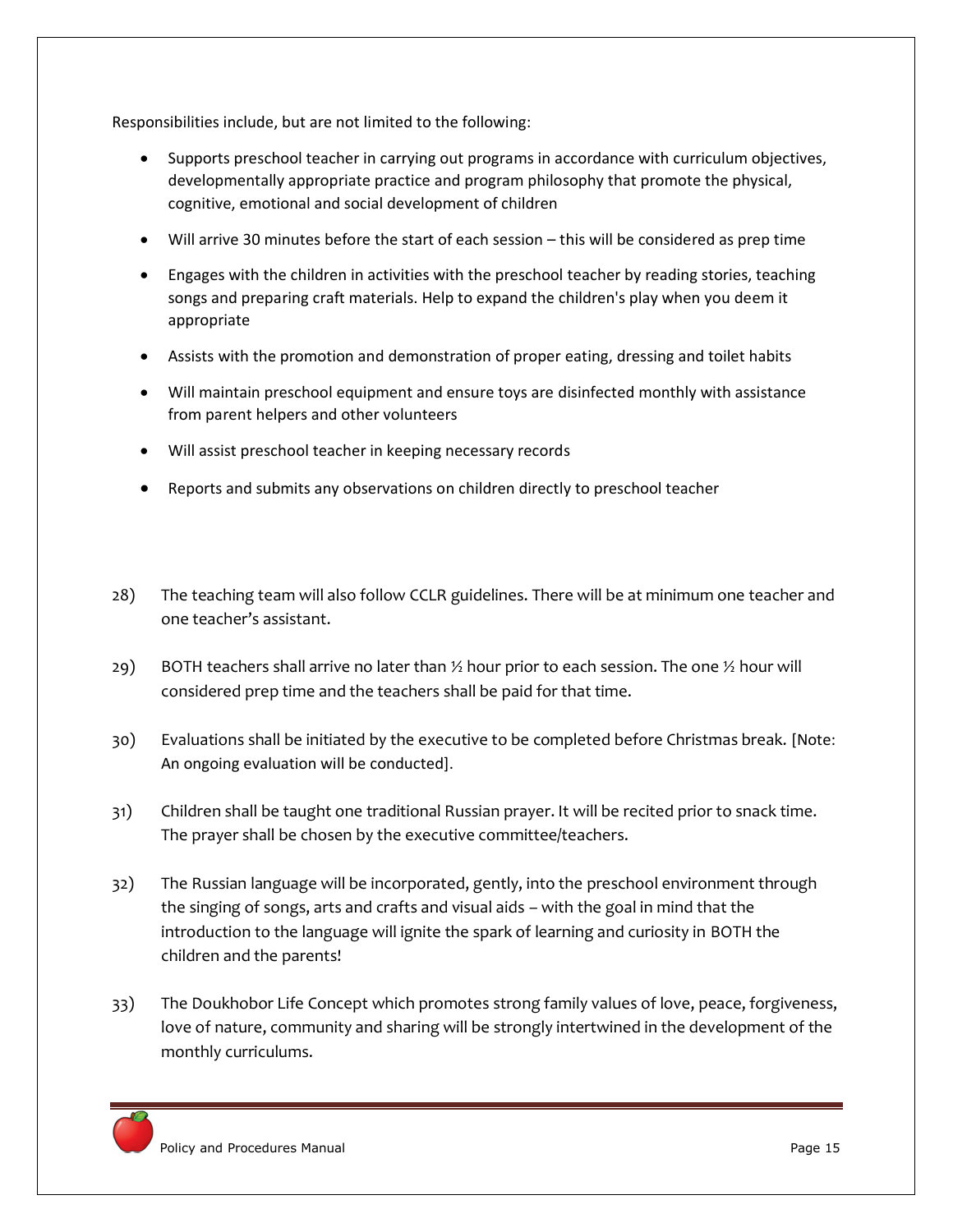Responsibilities include, but are not limited to the following:

- Supports preschool teacher in carrying out programs in accordance with curriculum objectives, developmentally appropriate practice and program philosophy that promote the physical, cognitive, emotional and social development of children
- Will arrive 30 minutes before the start of each session – this will be considered as prep time
- Engages with the children in activities with the preschool teacher by reading stories, teaching songs and preparing craft materials. Help to expand the children's play when you deem it appropriate
- Assists with the promotion and demonstration of proper eating, dressing and toilet habits
- Will maintain preschool equipment and ensure toys are disinfected monthly with assistance from parent helpers and other volunteers
- Will assist preschool teacher in keeping necessary records
- Reports and submits any observations on children directly to preschool teacher

28) The teaching team will also follow CCLR guidelines. There will be at minimum one teacher and one teacher's assistant.

29) BOTH teachers shall arrive no later than ½ hour prior to each session. The one ½ hour will considered prep time and the teachers shall be paid for that time.

30) Evaluations shall be initiated by the executive to be completed before Christmas break. [Note: An ongoing evaluation will be conducted].

31) Children shall be taught one traditional Russian prayer. It will be recited prior to snack time. The prayer shall be chosen by the executive committee/teachers.

32) The Russian language will be incorporated, gently, into the preschool environment through the singing of songs, arts and crafts and visual aids – with the goal in mind that the introduction to the language will ignite the spark of learning and curiosity in BOTH the children and the parents!

33) The Doukhobor Life Concept which promotes strong family values of love, peace, forgiveness, love of nature, community and sharing will be strongly intertwined in the development of the monthly curriculums.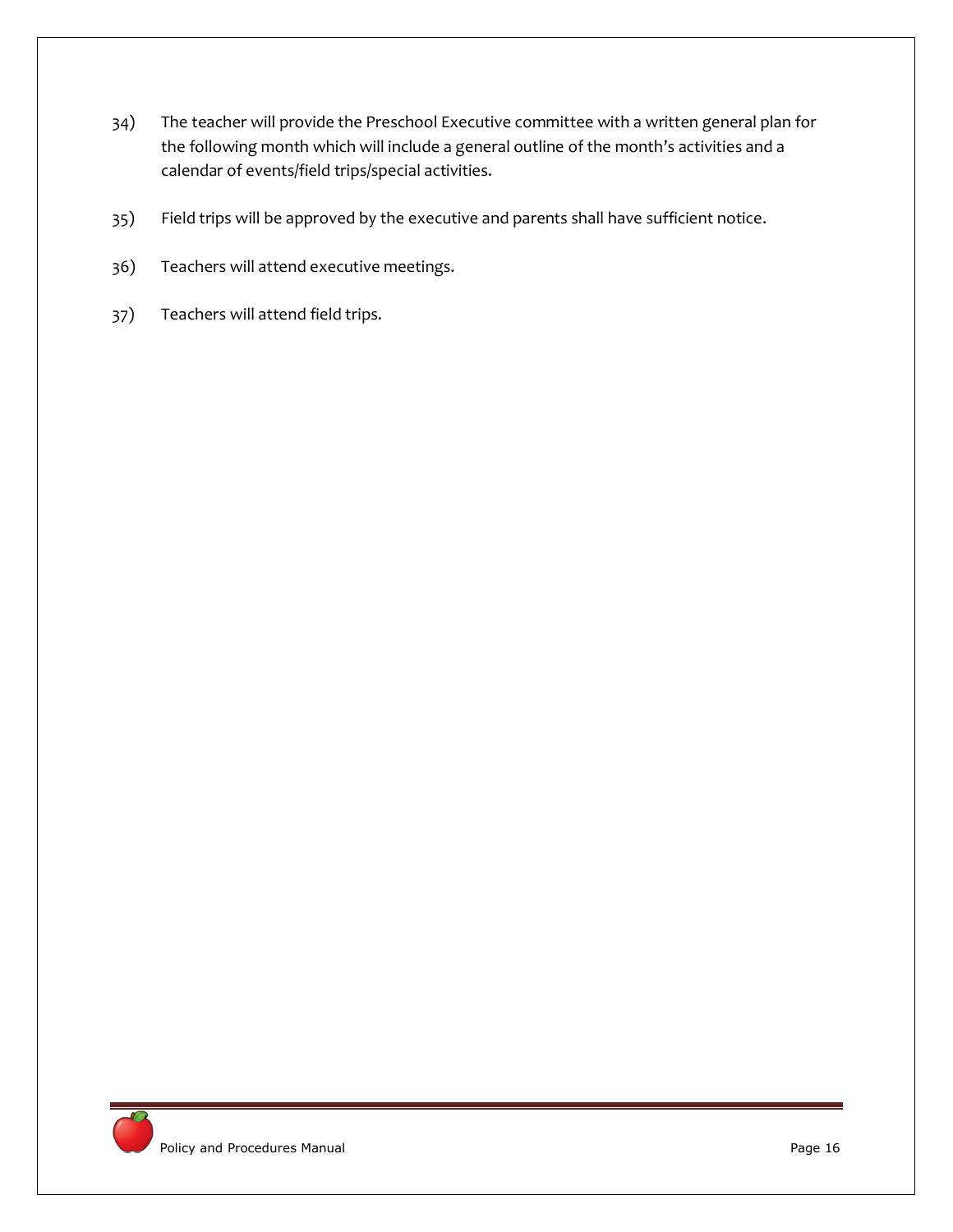34) The teacher will provide the Preschool Executive committee with a written general plan for the following month which will include a general outline of the month's activities and a calendar of events/field trips/special activities.

35) Field trips will be approved by the executive and parents shall have sufficient notice.

36) Teachers will attend executive meetings.

37) Teachers will attend field trips.